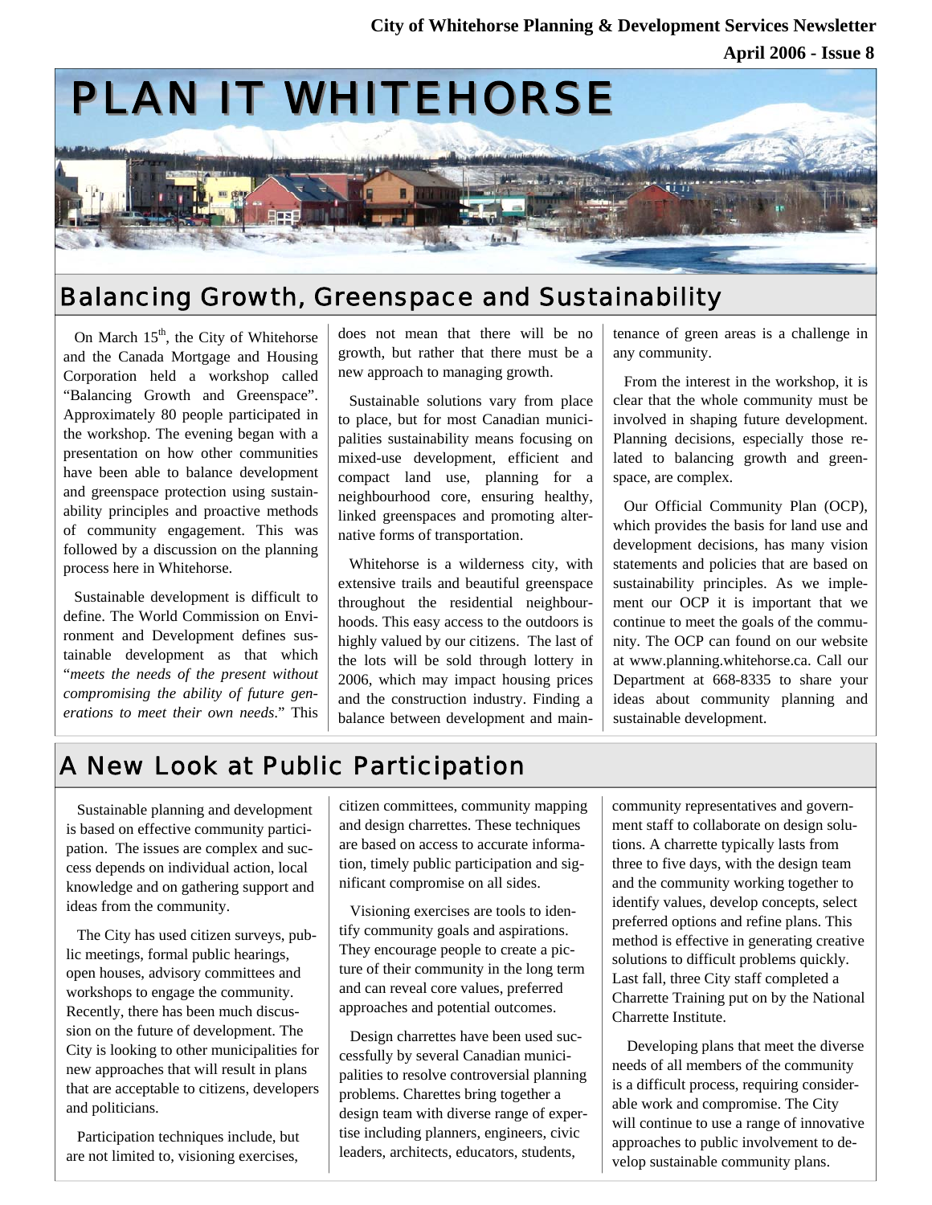**City of Whitehorse Planning & Development Services Newsletter**

**April 2006 - Issue 8**

# PLAN IT WHITEHORSE

## Balancing Growth, Greenspace and Sustainability

On March 15th, the City of Whitehorse and the Canada Mortgage and Housing Corporation held a workshop called "Balancing Growth and Greenspace". Approximately 80 people participated in the workshop. The evening began with a presentation on how other communities have been able to balance development and greenspace protection using sustainability principles and proactive methods of community engagement. This was followed by a discussion on the planning process here in Whitehorse.

Sustainable development is difficult to define. The World Commission on Environment and Development defines sustainable development as that which "*meets the needs of the present without compromising the ability of future generations to meet their own needs*." This does not mean that there will be no growth, but rather that there must be a new approach to managing growth.

Sustainable solutions vary from place to place, but for most Canadian municipalities sustainability means focusing on mixed-use development, efficient and compact land use, planning for a neighbourhood core, ensuring healthy, linked greenspaces and promoting alternative forms of transportation.

Whitehorse is a wilderness city, with extensive trails and beautiful greenspace throughout the residential neighbourhoods. This easy access to the outdoors is highly valued by our citizens. The last of the lots will be sold through lottery in 2006, which may impact housing prices and the construction industry. Finding a balance between development and maintenance of green areas is a challenge in any community.

From the interest in the workshop, it is clear that the whole community must be involved in shaping future development. Planning decisions, especially those related to balancing growth and greenspace, are complex.

Our Official Community Plan (OCP), which provides the basis for land use and development decisions, has many vision statements and policies that are based on sustainability principles. As we implement our OCP it is important that we continue to meet the goals of the community. The OCP can found on our website at www.planning.whitehorse.ca. Call our Department at 668-8335 to share your ideas about community planning and sustainable development.

## A New Look at Public Participation

Sustainable planning and development is based on effective community participation. The issues are complex and success depends on individual action, local knowledge and on gathering support and ideas from the community.

The City has used citizen surveys, public meetings, formal public hearings, open houses, advisory committees and workshops to engage the community. Recently, there has been much discussion on the future of development. The City is looking to other municipalities for new approaches that will result in plans that are acceptable to citizens, developers and politicians.

Participation techniques include, but are not limited to, visioning exercises, citizen committees, community mapping and design charrettes. These techniques are based on access to accurate information, timely public participation and significant compromise on all sides.

Visioning exercises are tools to identify community goals and aspirations. They encourage people to create a picture of their community in the long term and can reveal core values, preferred approaches and potential outcomes.

Design charrettes have been used successfully by several Canadian municipalities to resolve controversial planning problems. Charettes bring together a design team with diverse range of expertise including planners, engineers, civic leaders, architects, educators, students, community representatives and government staff to collaborate on design solutions. A charrette typically lasts from three to five days, with the design team and the community working together to identify values, develop concepts, select preferred options and refine plans. This method is effective in generating creative solutions to difficult problems quickly. Last fall, three City staff completed a Charrette Training put on by the National Charrette Institute.

Developing plans that meet the diverse needs of all members of the community is a difficult process, requiring considerable work and compromise. The City will continue to use a range of innovative approaches to public involvement to develop sustainable community plans.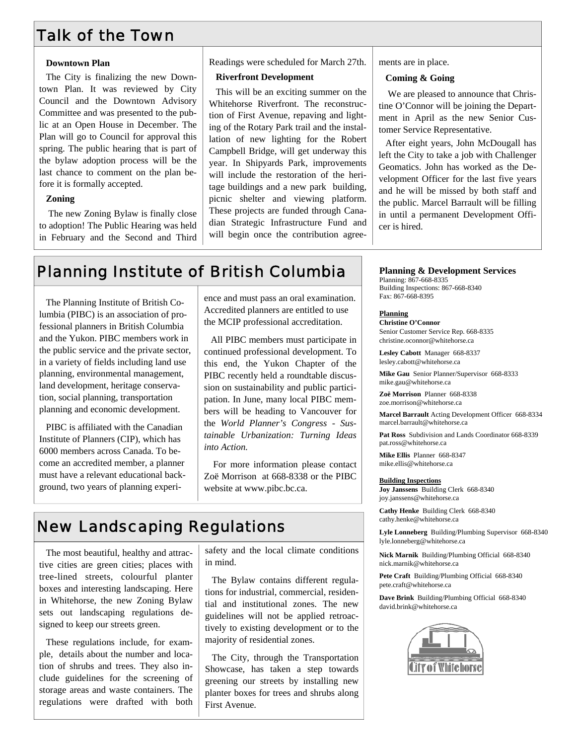# Talk of the Town

### Downtown Plan

The City is finalizing the new Downtown Plan. It was reviewed by City Council and the Downtown Advisory Committee and was presented to the public at an Open House in December. The Plan will go to Council for approval this spring. The public hearing that is part of the bylaw adoption process will be the last chance to comment on the plan before it is formally accepted.

### Zoning

The new Zoning Bylaw is finally close to adoption! The Public Hearing was held in February and the Second and Third Readings were scheduled for March 27th.

### Riverfront Development

This will be an exciting summer on the Whitehorse Riverfront. The reconstruction of First Avenue, repaving and lighting of the Rotary Park trail and the installation of new lighting for the Robert Campbell Bridge, will get underway this year. In Shipyards Park, improvements will include the restoration of the heritage buildings and a new park building, picnic shelter and viewing platform. These projects are funded through Canadian Strategic Infrastructure Fund and will begin once the contribution agreements are in place.

### Coming & Going

We are pleased to announce that Christine O'Connor will be joining the Department in April as the new Senior Customer Service Representative.

After eight years, John McDougall has left the City to take a job with Challenger Geomatics. John has worked as the Development Officer for the last five years and he will be missed by both staff and the public. Marcel Barrault will be filling in until a permanent Development Officer is hired.

# Planning Institute of British Columbia

The Planning Institute of British Columbia (PIBC) is an association of professional planners in British Columbia and the Yukon. PIBC members work in the public service and the private sector, in a variety of fields including land use planning, environmental management, land development, heritage conservation, social planning, transportation planning and economic development.

PIBC is affiliated with the Canadian Institute of Planners (CIP), which has 6000 members across Canada. To become an accredited member, a planner must have a relevant educational background, two years of planning experience and must pass an oral examination. Accredited planners are entitled to use the MCIP professional accreditation.

All PIBC members must participate in continued professional development. To this end, the Yukon Chapter of the PIBC recently held a roundtable discussion on sustainability and public participation. In June, many local PIBC members will be heading to Vancouver for the *World Planner's Congress - Sustainable Urbanization: Turning Ideas into Action.*

For more information please contact Zoë Morrison at 668-8338 or the PIBC website at www.pibc.bc.ca.

# New Landscaping Regulations

The most beautiful, healthy and attractive cities are green cities; places with tree-lined streets, colourful planter boxes and interesting landscaping. Here in Whitehorse, the new Zoning Bylaw sets out landscaping regulations designed to keep our streets green.

These regulations include, for example, details about the number and location of shrubs and trees. They also include guidelines for the screening of storage areas and waste containers. The regulations were drafted with both safety and the local climate conditions in mind.

The Bylaw contains different regulations for industrial, commercial, residential and institutional zones. The new guidelines will not be applied retroactively to existing development or to the majority of residential zones.

The City, through the Transportation Showcase, has taken a step towards greening our streets by installing new planter boxes for trees and shrubs along First Avenue.

**Planning & Development Services**
Planning: 867-668-8335
Building Inspections: 867-668-8340
Fax: 867-668-8395

**Planning**

**Christine O'Connor**
Senior Customer Service Rep. 668-8335
christine.oconnor@whitehorse.ca

**Lesley Cabott** Manager 668-8337
lesley.cabott@whitehorse.ca

**Mike Gau** Senior Planner/Supervisor 668-8333
mike.gau@whitehorse.ca

**Zoë Morrison** Planner 668-8338
zoe.morrison@whitehorse.ca

**Marcel Barrault** Acting Development Officer 668-8334
marcel.barrault@whitehorse.ca

**Pat Ross** Subdivision and Lands Coordinator 668-8339
pat.ross@whitehorse.ca

**Mike Ellis** Planner 668-8347
mike.ellis@whitehorse.ca

**Building Inspections**

**Joy Janssens** Building Clerk 668-8340
joy.janssens@whitehorse.ca

**Cathy Henke** Building Clerk 668-8340
cathy.henke@whitehorse.ca

**Lyle Lonneberg** Building/Plumbing Supervisor 668-8340
lyle.lonneberg@whitehorse.ca

**Nick Marnik** Building/Plumbing Official 668-8340
nick.marnik@whitehorse.ca

**Pete Craft** Building/Plumbing Official 668-8340
pete.craft@whitehorse.ca

**Dave Brink** Building/Plumbing Official 668-8340
david.brink@whitehorse.ca

City of Whitehorse